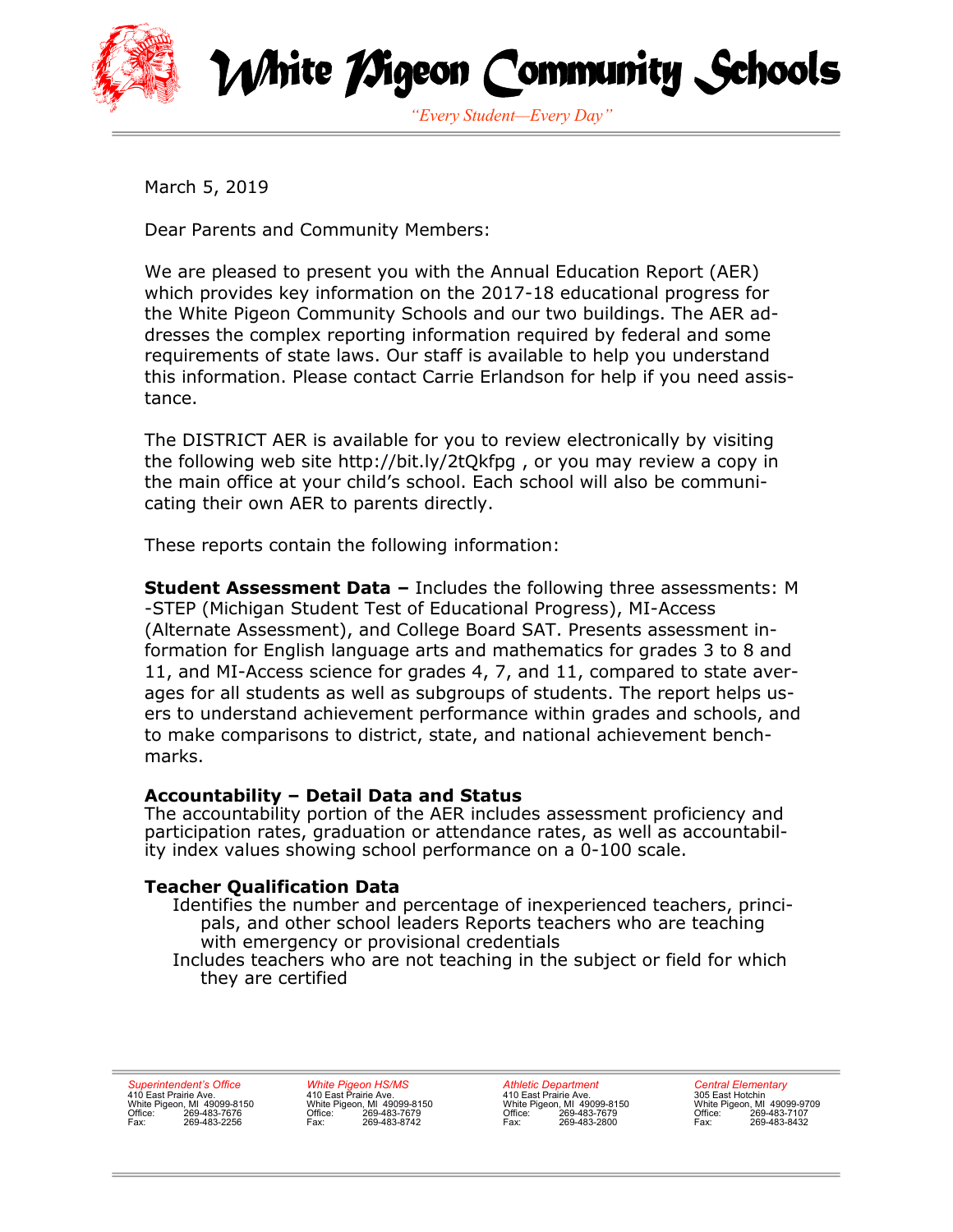# White Pigeon Community Schools

*"Every Student—Every Day"*

March 5, 2019

Dear Parents and Community Members:

We are pleased to present you with the Annual Education Report (AER) which provides key information on the 2017-18 educational progress for the White Pigeon Community Schools and our two buildings. The AER addresses the complex reporting information required by federal and some requirements of state laws. Our staff is available to help you understand this information. Please contact Carrie Erlandson for help if you need assistance.

The DISTRICT AER is available for you to review electronically by visiting the following web site http://bit.ly/2tQkfpg , or you may review a copy in the main office at your child's school. Each school will also be communicating their own AER to parents directly.

These reports contain the following information:

**Student Assessment Data –** Includes the following three assessments: M-STEP (Michigan Student Test of Educational Progress), MI-Access (Alternate Assessment), and College Board SAT. Presents assessment information for English language arts and mathematics for grades 3 to 8 and 11, and MI-Access science for grades 4, 7, and 11, compared to state averages for all students as well as subgroups of students. The report helps users to understand achievement performance within grades and schools, and to make comparisons to district, state, and national achievement benchmarks.

**Accountability – Detail Data and Status**
The accountability portion of the AER includes assessment proficiency and participation rates, graduation or attendance rates, as well as accountability index values showing school performance on a 0-100 scale.

**Teacher Qualification Data**
- Identifies the number and percentage of inexperienced teachers, principals, and other school leaders Reports teachers who are teaching with emergency or provisional credentials
- Includes teachers who are not teaching in the subject or field for which they are certified

*Superintendent's Office*
410 East Prairie Ave.
White Pigeon, MI 49099-8150
Office: 269-483-7676
Fax: 269-483-2256

*White Pigeon HS/MS*
410 East Prairie Ave.
White Pigeon, MI 49099-8150
Office: 269-483-7679
Fax: 269-483-8742

*Athletic Department*
410 East Prairie Ave.
White Pigeon, MI 49099-8150
Office: 269-483-7679
Fax: 269-483-2800

*Central Elementary*
305 East Hotchin
White Pigeon, MI 49099-9709
Office: 269-483-7107
Fax: 269-483-8432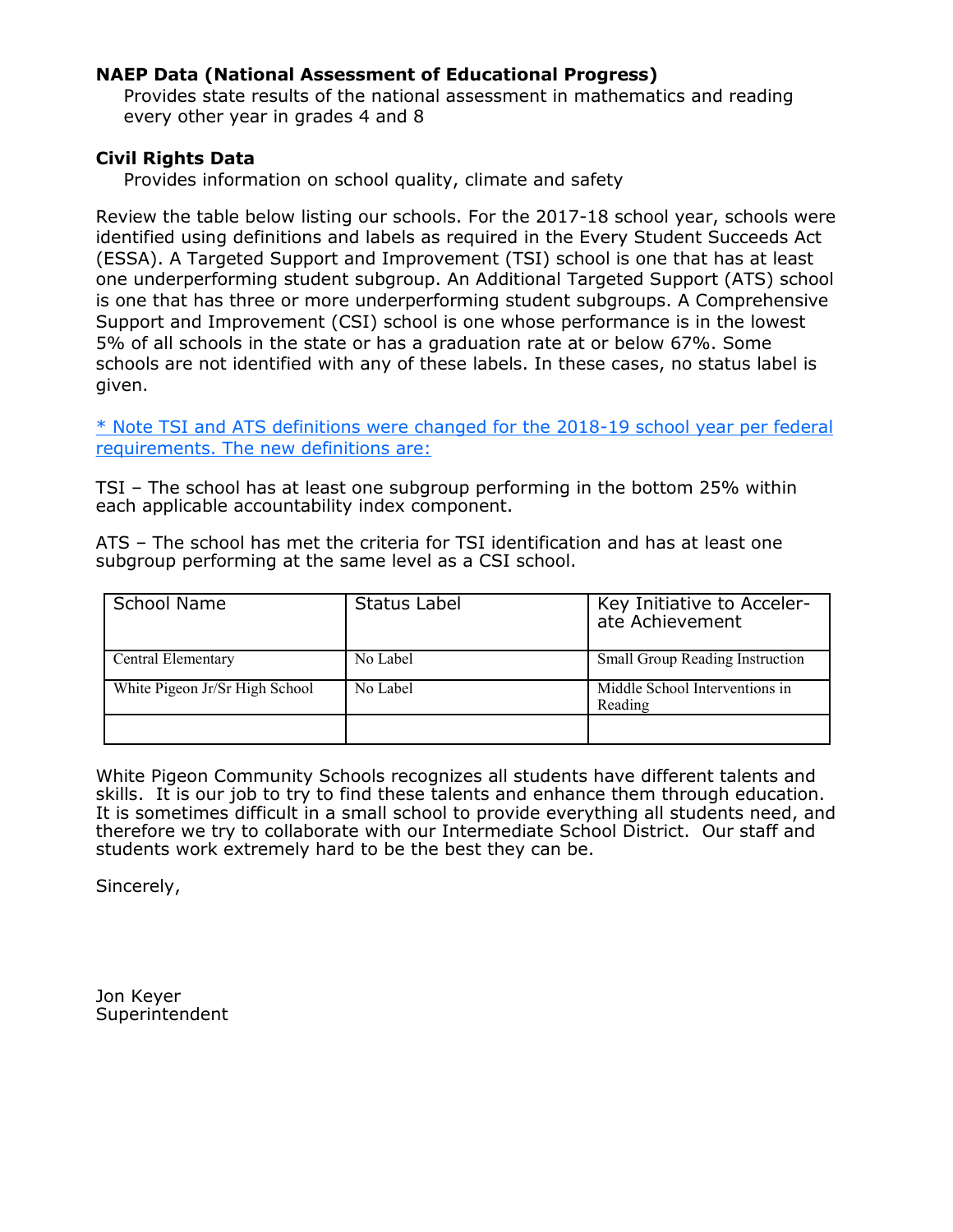**NAEP Data (National Assessment of Educational Progress)**

Provides state results of the national assessment in mathematics and reading every other year in grades 4 and 8

**Civil Rights Data**

Provides information on school quality, climate and safety

Review the table below listing our schools. For the 2017-18 school year, schools were identified using definitions and labels as required in the Every Student Succeeds Act (ESSA). A Targeted Support and Improvement (TSI) school is one that has at least one underperforming student subgroup. An Additional Targeted Support (ATS) school is one that has three or more underperforming student subgroups. A Comprehensive Support and Improvement (CSI) school is one whose performance is in the lowest 5% of all schools in the state or has a graduation rate at or below 67%. Some schools are not identified with any of these labels. In these cases, no status label is given.

* Note TSI and ATS definitions were changed for the 2018-19 school year per federal requirements. The new definitions are:

TSI – The school has at least one subgroup performing in the bottom 25% within each applicable accountability index component.

ATS – The school has met the criteria for TSI identification and has at least one subgroup performing at the same level as a CSI school.

| School Name | Status Label | Key Initiative to Accelerate Achievement |
|---|---|---|
| Central Elementary | No Label | Small Group Reading Instruction |
| White Pigeon Jr/Sr High School | No Label | Middle School Interventions in Reading |
| | | |

White Pigeon Community Schools recognizes all students have different talents and skills. It is our job to try to find these talents and enhance them through education. It is sometimes difficult in a small school to provide everything all students need, and therefore we try to collaborate with our Intermediate School District. Our staff and students work extremely hard to be the best they can be.

Sincerely,

Jon Keyer
Superintendent